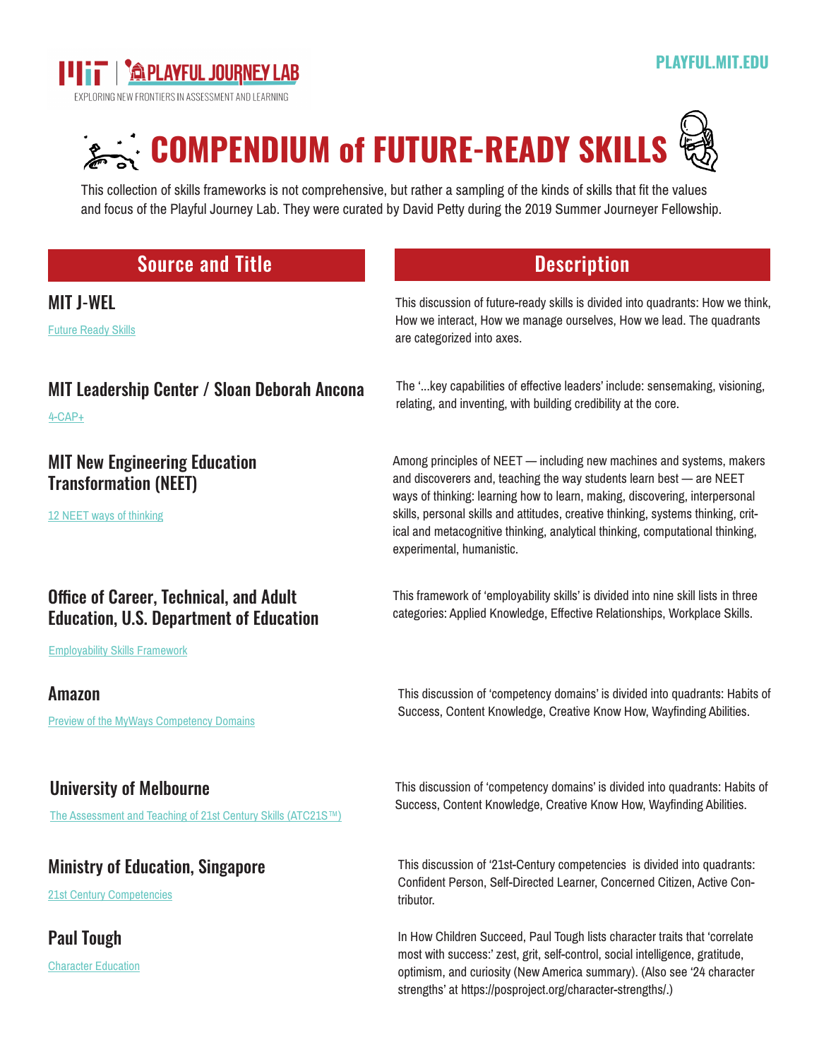MIT | PLAYFUL JOURNEY LAB
EXPLORING NEW FRONTIERS IN ASSESSMENT AND LEARNING

PLAYFUL.MIT.EDU

# COMPENDIUM of FUTURE-READY SKILLS

This collection of skills frameworks is not comprehensive, but rather a sampling of the kinds of skills that fit the values and focus of the Playful Journey Lab. They were curated by David Petty during the 2019 Summer Journeyer Fellowship.

| Source and Title | Description |
| --- | --- |
| **MIT J-WEL**<br>Future Ready Skills | This discussion of future-ready skills is divided into quadrants: How we think, How we interact, How we manage ourselves, How we lead. The quadrants are categorized into axes. |
| **MIT Leadership Center / Sloan Deborah Ancona**<br>4-CAP+ | The '...key capabilities of effective leaders' include: sensemaking, visioning, relating, and inventing, with building credibility at the core. |
| **MIT New Engineering Education Transformation (NEET)**<br>12 NEET ways of thinking | Among principles of NEET — including new machines and systems, makers and discoverers and, teaching the way students learn best — are NEET ways of thinking: learning how to learn, making, discovering, interpersonal skills, personal skills and attitudes, creative thinking, systems thinking, critical and metacognitive thinking, analytical thinking, computational thinking, experimental, humanistic. |
| **Office of Career, Technical, and Adult Education, U.S. Department of Education**<br>Employability Skills Framework | This framework of 'employability skills' is divided into nine skill lists in three categories: Applied Knowledge, Effective Relationships, Workplace Skills. |
| **Amazon**<br>Preview of the MyWays Competency Domains | This discussion of 'competency domains' is divided into quadrants: Habits of Success, Content Knowledge, Creative Know How, Wayfinding Abilities. |
| **University of Melbourne**<br>The Assessment and Teaching of 21st Century Skills (ATC21S™) | This discussion of 'competency domains' is divided into quadrants: Habits of Success, Content Knowledge, Creative Know How, Wayfinding Abilities. |
| **Ministry of Education, Singapore**<br>21st Century Competencies | This discussion of '21st-Century competencies is divided into quadrants: Confident Person, Self-Directed Learner, Concerned Citizen, Active Contributor. |
| **Paul Tough**<br>Character Education | In How Children Succeed, Paul Tough lists character traits that 'correlate most with success:' zest, grit, self-control, social intelligence, gratitude, optimism, and curiosity (New America summary). (Also see '24 character strengths' at https://posproject.org/character-strengths/.) |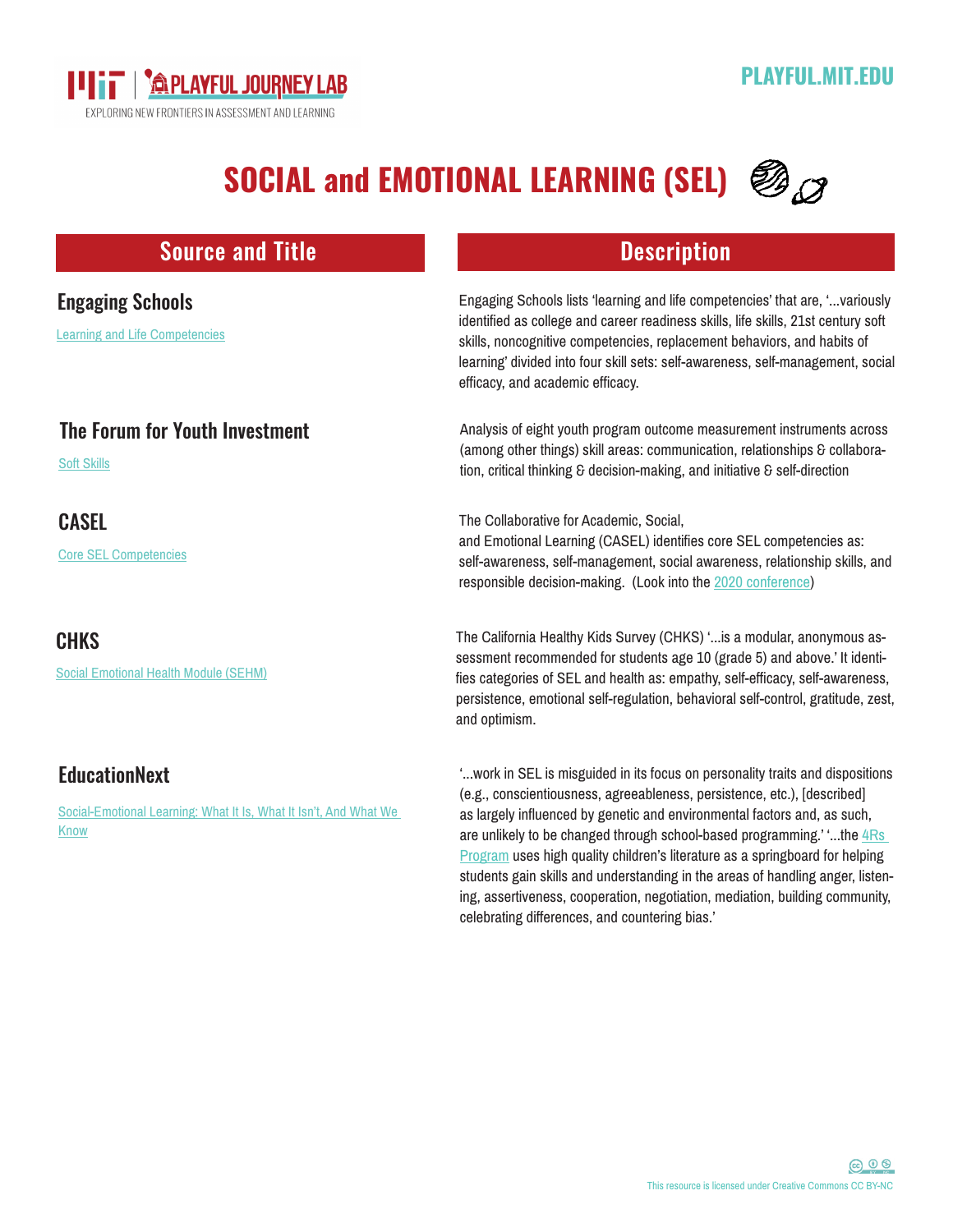# SOCIAL and EMOTIONAL LEARNING (SEL)

| Source and Title | Description |
| --- | --- |
| **Engaging Schools**<br>Learning and Life Competencies | Engaging Schools lists 'learning and life competencies' that are, '...variously identified as college and career readiness skills, life skills, 21st century soft skills, noncognitive competencies, replacement behaviors, and habits of learning' divided into four skill sets: self-awareness, self-management, social efficacy, and academic efficacy. |
| **The Forum for Youth Investment**<br>Soft Skills | Analysis of eight youth program outcome measurement instruments across (among other things) skill areas: communication, relationships & collaboration, critical thinking & decision-making, and initiative & self-direction |
| **CASEL**<br>Core SEL Competencies | The Collaborative for Academic, Social, and Emotional Learning (CASEL) identifies core SEL competencies as: self-awareness, self-management, social awareness, relationship skills, and responsible decision-making. (Look into the 2020 conference) |
| **CHKS**<br>Social Emotional Health Module (SEHM) | The California Healthy Kids Survey (CHKS) '...is a modular, anonymous assessment recommended for students age 10 (grade 5) and above.' It identifies categories of SEL and health as: empathy, self-efficacy, self-awareness, persistence, emotional self-regulation, behavioral self-control, gratitude, zest, and optimism. |
| **EducationNext**<br>Social-Emotional Learning: What It Is, What It Isn't, And What We Know | '...work in SEL is misguided in its focus on personality traits and dispositions (e.g., conscientiousness, agreeableness, persistence, etc.), [described] as largely influenced by genetic and environmental factors and, as such, are unlikely to be changed through school-based programming.' '...the 4Rs Program uses high quality children's literature as a springboard for helping students gain skills and understanding in the areas of handling anger, listening, assertiveness, cooperation, negotiation, mediation, building community, celebrating differences, and countering bias.' |

This resource is licensed under Creative Commons CC BY-NC